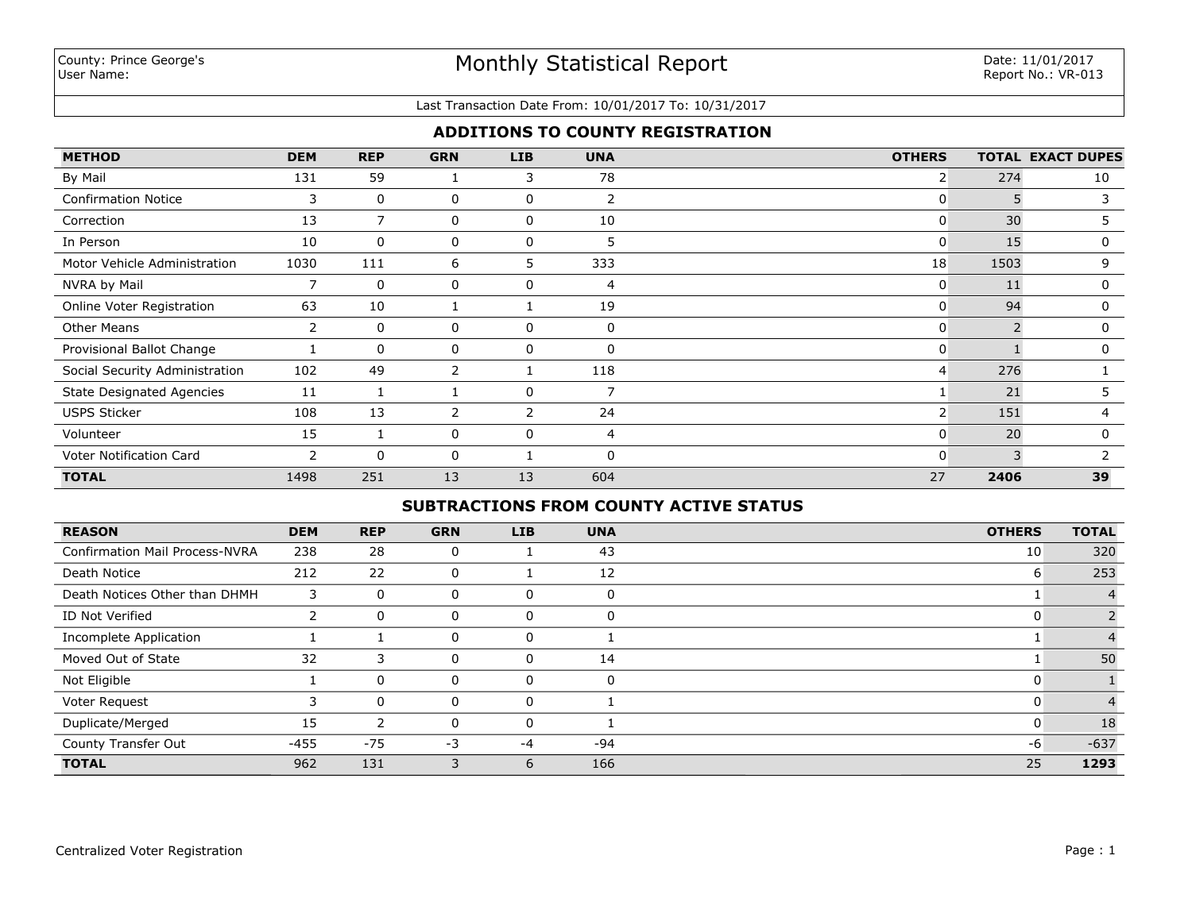County: Prince George's
User Name:

# Monthly Statistical Report

Date: 11/01/2017
Report No.: VR-013

Last Transaction Date From: 10/01/2017 To: 10/31/2017

## ADDITIONS TO COUNTY REGISTRATION

| METHOD | DEM | REP | GRN | LIB | UNA | OTHERS | TOTAL | EXACT DUPES |
|---|---|---|---|---|---|---|---|---|
| By Mail | 131 | 59 | 1 | 3 | 78 | 2 | 274 | 10 |
| Confirmation Notice | 3 | 0 | 0 | 0 | 2 | 0 | 5 | 3 |
| Correction | 13 | 7 | 0 | 0 | 10 | 0 | 30 | 5 |
| In Person | 10 | 0 | 0 | 0 | 5 | 0 | 15 | 0 |
| Motor Vehicle Administration | 1030 | 111 | 6 | 5 | 333 | 18 | 1503 | 9 |
| NVRA by Mail | 7 | 0 | 0 | 0 | 4 | 0 | 11 | 0 |
| Online Voter Registration | 63 | 10 | 1 | 1 | 19 | 0 | 94 | 0 |
| Other Means | 2 | 0 | 0 | 0 | 0 | 0 | 2 | 0 |
| Provisional Ballot Change | 1 | 0 | 0 | 0 | 0 | 0 | 1 | 0 |
| Social Security Administration | 102 | 49 | 2 | 1 | 118 | 4 | 276 | 1 |
| State Designated Agencies | 11 | 1 | 1 | 0 | 7 | 1 | 21 | 5 |
| USPS Sticker | 108 | 13 | 2 | 2 | 24 | 2 | 151 | 4 |
| Volunteer | 15 | 1 | 0 | 0 | 4 | 0 | 20 | 0 |
| Voter Notification Card | 2 | 0 | 0 | 1 | 0 | 0 | 3 | 2 |
| **TOTAL** | 1498 | 251 | 13 | 13 | 604 | 27 | **2406** | **39** |

## SUBTRACTIONS FROM COUNTY ACTIVE STATUS

| REASON | DEM | REP | GRN | LIB | UNA | OTHERS | TOTAL |
|---|---|---|---|---|---|---|---|
| Confirmation Mail Process-NVRA | 238 | 28 | 0 | 1 | 43 | 10 | 320 |
| Death Notice | 212 | 22 | 0 | 1 | 12 | 6 | 253 |
| Death Notices Other than DHMH | 3 | 0 | 0 | 0 | 0 | 1 | 4 |
| ID Not Verified | 2 | 0 | 0 | 0 | 0 | 0 | 2 |
| Incomplete Application | 1 | 1 | 0 | 0 | 1 | 1 | 4 |
| Moved Out of State | 32 | 3 | 0 | 0 | 14 | 1 | 50 |
| Not Eligible | 1 | 0 | 0 | 0 | 0 | 0 | 1 |
| Voter Request | 3 | 0 | 0 | 0 | 1 | 0 | 4 |
| Duplicate/Merged | 15 | 2 | 0 | 0 | 1 | 0 | 18 |
| County Transfer Out | -455 | -75 | -3 | -4 | -94 | -6 | -637 |
| **TOTAL** | 962 | 131 | 3 | 6 | 166 | 25 | **1293** |

Centralized Voter Registration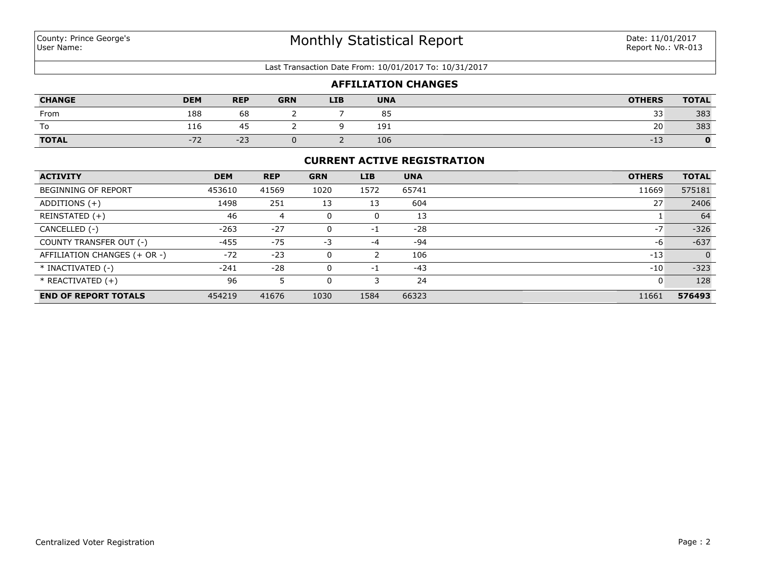County: Prince George's
User Name:

# Monthly Statistical Report

Date: 11/01/2017
Report No.: VR-013

Last Transaction Date From: 10/01/2017 To: 10/31/2017

## AFFILIATION CHANGES

| CHANGE | DEM | REP | GRN | LIB | UNA | OTHERS | TOTAL |
|---|---|---|---|---|---|---|---|
| From | 188 | 68 | 2 | 7 | 85 | 33 | 383 |
| To | 116 | 45 | 2 | 9 | 191 | 20 | 383 |
| **TOTAL** | -72 | -23 | 0 | 2 | 106 | -13 | **0** |

## CURRENT ACTIVE REGISTRATION

| ACTIVITY | DEM | REP | GRN | LIB | UNA | OTHERS | TOTAL |
|---|---|---|---|---|---|---|---|
| BEGINNING OF REPORT | 453610 | 41569 | 1020 | 1572 | 65741 | 11669 | 575181 |
| ADDITIONS (+) | 1498 | 251 | 13 | 13 | 604 | 27 | 2406 |
| REINSTATED (+) | 46 | 4 | 0 | 0 | 13 | 1 | 64 |
| CANCELLED (-) | -263 | -27 | 0 | -1 | -28 | -7 | -326 |
| COUNTY TRANSFER OUT (-) | -455 | -75 | -3 | -4 | -94 | -6 | -637 |
| AFFILIATION CHANGES (+ OR -) | -72 | -23 | 0 | 2 | 106 | -13 | 0 |
| * INACTIVATED (-) | -241 | -28 | 0 | -1 | -43 | -10 | -323 |
| * REACTIVATED (+) | 96 | 5 | 0 | 3 | 24 | 0 | 128 |
| **END OF REPORT TOTALS** | 454219 | 41676 | 1030 | 1584 | 66323 | 11661 | **576493** |

Centralized Voter Registration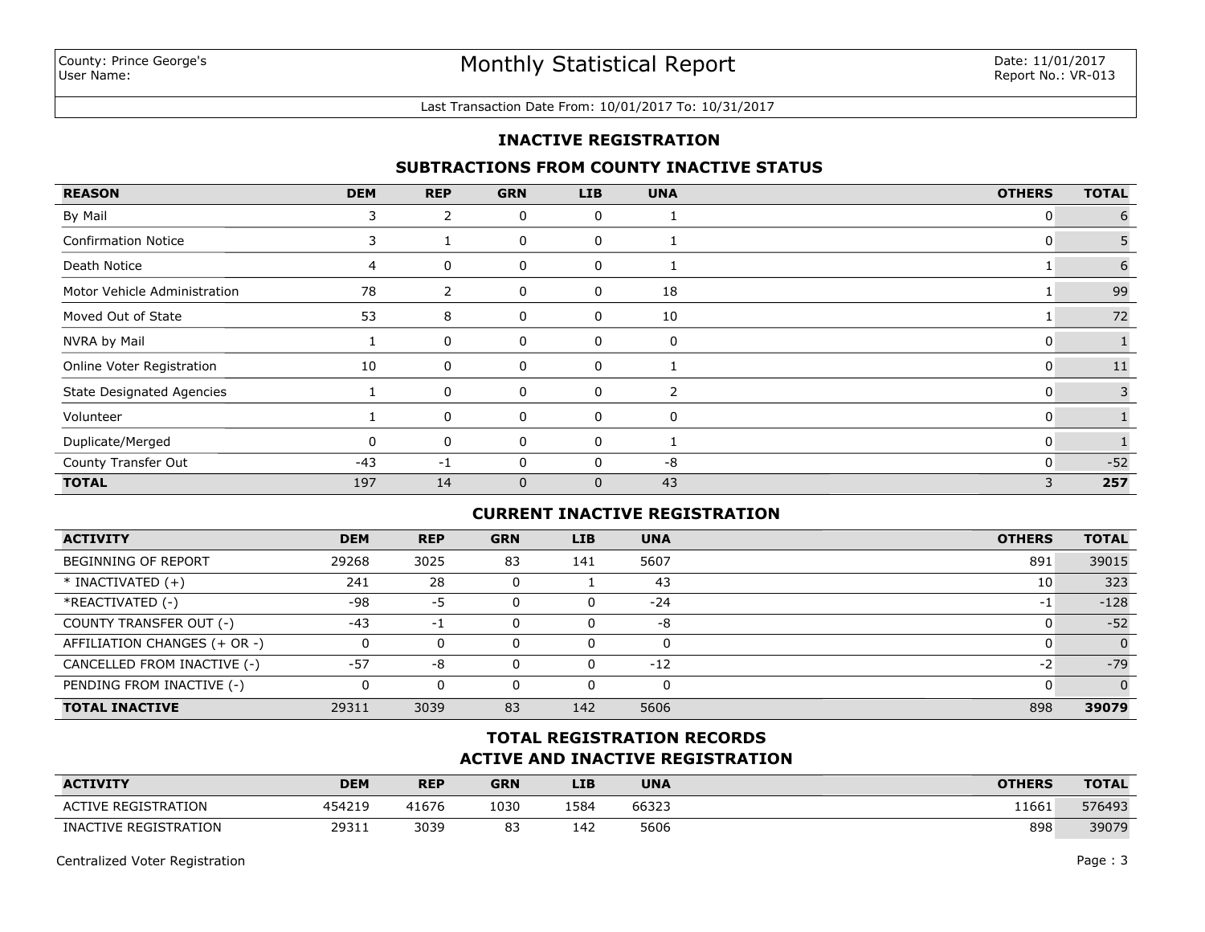County: Prince George's
User Name:

# Monthly Statistical Report

Date: 11/01/2017
Report No.: VR-013

Last Transaction Date From: 10/01/2017 To: 10/31/2017

## INACTIVE REGISTRATION

### SUBTRACTIONS FROM COUNTY INACTIVE STATUS

| REASON | DEM | REP | GRN | LIB | UNA | OTHERS | TOTAL |
|---|---|---|---|---|---|---|---|
| By Mail | 3 | 2 | 0 | 0 | 1 | 0 | 6 |
| Confirmation Notice | 3 | 1 | 0 | 0 | 1 | 0 | 5 |
| Death Notice | 4 | 0 | 0 | 0 | 1 | 1 | 6 |
| Motor Vehicle Administration | 78 | 2 | 0 | 0 | 18 | 1 | 99 |
| Moved Out of State | 53 | 8 | 0 | 0 | 10 | 1 | 72 |
| NVRA by Mail | 1 | 0 | 0 | 0 | 0 | 0 | 1 |
| Online Voter Registration | 10 | 0 | 0 | 0 | 1 | 0 | 11 |
| State Designated Agencies | 1 | 0 | 0 | 0 | 2 | 0 | 3 |
| Volunteer | 1 | 0 | 0 | 0 | 0 | 0 | 1 |
| Duplicate/Merged | 0 | 0 | 0 | 0 | 1 | 0 | 1 |
| County Transfer Out | -43 | -1 | 0 | 0 | -8 | 0 | -52 |
| **TOTAL** | 197 | 14 | 0 | 0 | 43 | 3 | **257** |

### CURRENT INACTIVE REGISTRATION

| ACTIVITY | DEM | REP | GRN | LIB | UNA | OTHERS | TOTAL |
|---|---|---|---|---|---|---|---|
| BEGINNING OF REPORT | 29268 | 3025 | 83 | 141 | 5607 | 891 | 39015 |
| * INACTIVATED (+) | 241 | 28 | 0 | 1 | 43 | 10 | 323 |
| *REACTIVATED (-) | -98 | -5 | 0 | 0 | -24 | -1 | -128 |
| COUNTY TRANSFER OUT (-) | -43 | -1 | 0 | 0 | -8 | 0 | -52 |
| AFFILIATION CHANGES (+ OR -) | 0 | 0 | 0 | 0 | 0 | 0 | 0 |
| CANCELLED FROM INACTIVE (-) | -57 | -8 | 0 | 0 | -12 | -2 | -79 |
| PENDING FROM INACTIVE (-) | 0 | 0 | 0 | 0 | 0 | 0 | 0 |
| **TOTAL INACTIVE** | 29311 | 3039 | 83 | 142 | 5606 | 898 | **39079** |

### TOTAL REGISTRATION RECORDS
### ACTIVE AND INACTIVE REGISTRATION

| ACTIVITY | DEM | REP | GRN | LIB | UNA | OTHERS | TOTAL |
|---|---|---|---|---|---|---|---|
| ACTIVE REGISTRATION | 454219 | 41676 | 1030 | 1584 | 66323 | 11661 | 576493 |
| INACTIVE REGISTRATION | 29311 | 3039 | 83 | 142 | 5606 | 898 | 39079 |

Centralized Voter Registration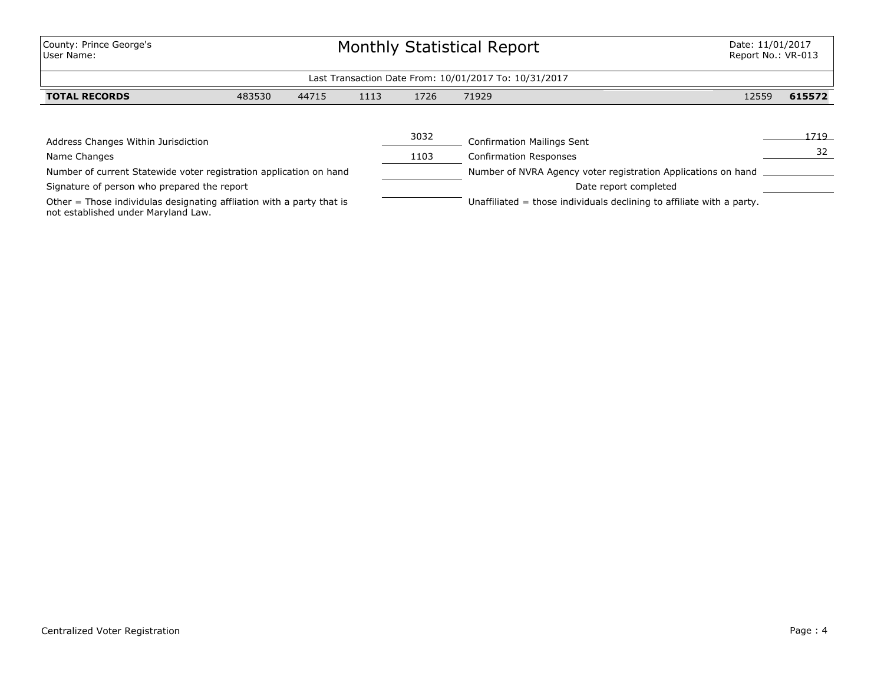County: Prince George's
User Name:

# Monthly Statistical Report

Date: 11/01/2017
Report No.: VR-013

Last Transaction Date From: 10/01/2017 To: 10/31/2017

| | | | | | | | |
|---|---|---|---|---|---|---|---|
| **TOTAL RECORDS** | 483530 | 44715 | 1113 | 1726 | 71929 | 12559 | **615572** |

| | | | |
|---|---|---|---|
| Address Changes Within Jurisdiction | 3032 | Confirmation Mailings Sent | 1719 |
| Name Changes | 1103 | Confirmation Responses | 32 |
| Number of current Statewide voter registration application on hand | | Number of NVRA Agency voter registration Applications on hand | |
| Signature of person who prepared the report | | Date report completed | |
| Other = Those individulas designating affliation with a party that is not established under Maryland Law. | | Unaffiliated = those individuals declining to affiliate with a party. | |

Centralized Voter Registration